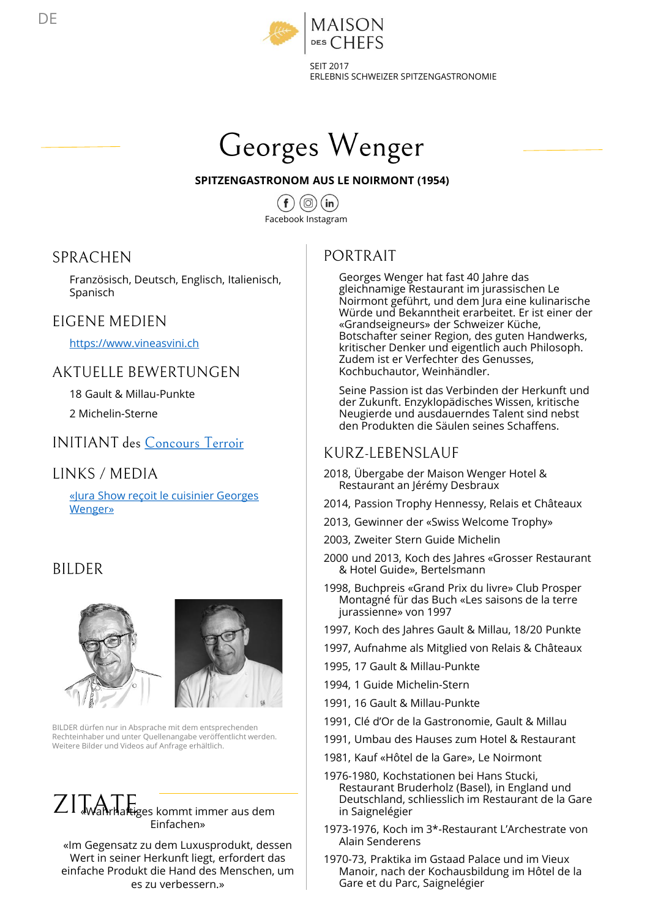DE

MAISON DES CHEFS

SEIT 2017
ERLEBNIS SCHWEIZER SPITZENGASTRONOMIE

# Georges Wenger

**SPITZENGASTRONOM AUS LE NOIRMONT (1954)**

Facebook Instagram

## SPRACHEN

Französisch, Deutsch, Englisch, Italienisch, Spanisch

## EIGENE MEDIEN

https://www.vineasvini.ch

## AKTUELLE BEWERTUNGEN

18 Gault & Millau-Punkte

2 Michelin-Sterne

## INITIANT des Concours Terroir

## LINKS / MEDIA

«Jura Show reçoit le cuisinier Georges Wenger»

## BILDER

BILDER dürfen nur in Absprache mit dem entsprechenden Rechteinhaber und unter Quellenangabe veröffentlicht werden. Weitere Bilder und Videos auf Anfrage erhältlich.

## ZITATE

«Wahrhaftiges kommt immer aus dem Einfachen»

«Im Gegensatz zu dem Luxusprodukt, dessen Wert in seiner Herkunft liegt, erfordert das einfache Produkt die Hand des Menschen, um es zu verbessern.»

## PORTRAIT

Georges Wenger hat fast 40 Jahre das gleichnamige Restaurant im jurassischen Le Noirmont geführt, und dem Jura eine kulinarische Würde und Bekanntheit erarbeitet. Er ist einer der «Grandseigneurs» der Schweizer Küche, Botschafter seiner Region, des guten Handwerks, kritischer Denker und eigentlich auch Philosoph. Zudem ist er Verfechter des Genusses, Kochbuchautor, Weinhändler.

Seine Passion ist das Verbinden der Herkunft und der Zukunft. Enzyklopädisches Wissen, kritische Neugierde und ausdauerndes Talent sind nebst den Produkten die Säulen seines Schaffens.

## KURZ-LEBENSLAUF

- 2018, Übergabe der Maison Wenger Hotel & Restaurant an Jérémy Desbraux
- 2014, Passion Trophy Hennessy, Relais et Châteaux
- 2013, Gewinner der «Swiss Welcome Trophy»
- 2003, Zweiter Stern Guide Michelin
- 2000 und 2013, Koch des Jahres «Grosser Restaurant & Hotel Guide», Bertelsmann
- 1998, Buchpreis «Grand Prix du livre» Club Prosper Montagné für das Buch «Les saisons de la terre jurassienne» von 1997
- 1997, Koch des Jahres Gault & Millau, 18/20 Punkte
- 1997, Aufnahme als Mitglied von Relais & Châteaux
- 1995, 17 Gault & Millau-Punkte
- 1994, 1 Guide Michelin-Stern
- 1991, 16 Gault & Millau-Punkte
- 1991, Clé d'Or de la Gastronomie, Gault & Millau
- 1991, Umbau des Hauses zum Hotel & Restaurant
- 1981, Kauf «Hôtel de la Gare», Le Noirmont
- 1976-1980, Kochstationen bei Hans Stucki, Restaurant Bruderholz (Basel), in England und Deutschland, schliesslich im Restaurant de la Gare in Saignelégier
- 1973-1976, Koch im 3*-Restaurant L'Archestrate von Alain Senderens
- 1970-73, Praktika im Gstaad Palace und im Vieux Manoir, nach der Kochausbildung im Hôtel de la Gare et du Parc, Saignelégier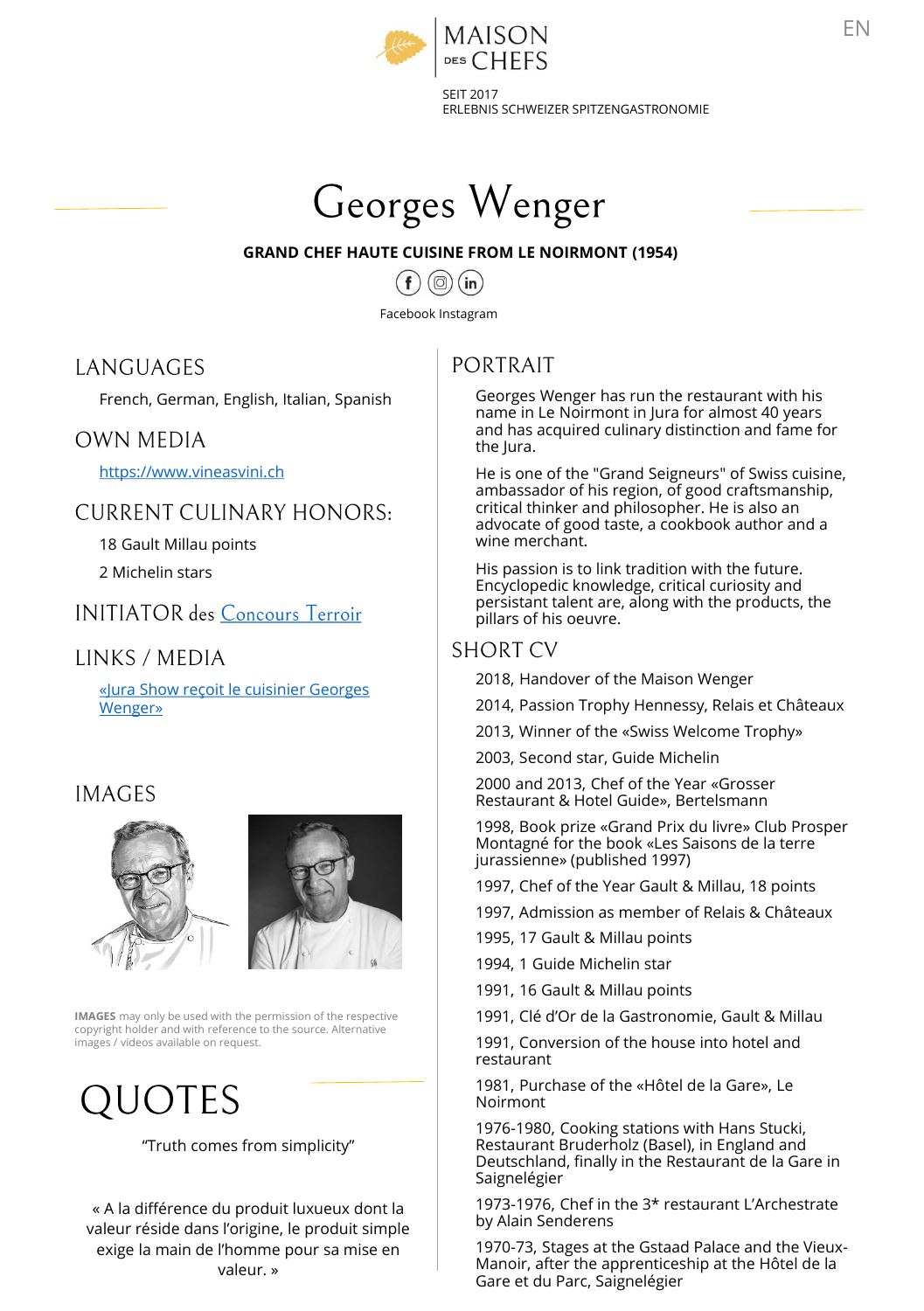MAISON DES CHEFS

SEIT 2017
ERLEBNIS SCHWEIZER SPITZENGASTRONOMIE

EN

# Georges Wenger

**GRAND CHEF HAUTE CUISINE FROM LE NOIRMONT (1954)**

Facebook Instagram

## LANGUAGES

French, German, English, Italian, Spanish

## OWN MEDIA

https://www.vineasvini.ch

## CURRENT CULINARY HONORS:

18 Gault Millau points

2 Michelin stars

## INITIATOR des Concours Terroir

## LINKS / MEDIA

«Jura Show reçoit le cuisinier Georges Wenger»

## IMAGES

**IMAGES** may only be used with the permission of the respective copyright holder and with reference to the source. Alternative images / videos available on request.

# QUOTES

"Truth comes from simplicity"

« A la différence du produit luxueux dont la valeur réside dans l'origine, le produit simple exige la main de l'homme pour sa mise en valeur. »

## PORTRAIT

Georges Wenger has run the restaurant with his name in Le Noirmont in Jura for almost 40 years and has acquired culinary distinction and fame for the Jura.

He is one of the "Grand Seigneurs" of Swiss cuisine, ambassador of his region, of good craftsmanship, critical thinker and philosopher. He is also an advocate of good taste, a cookbook author and a wine merchant.

His passion is to link tradition with the future. Encyclopedic knowledge, critical curiosity and persistant talent are, along with the products, the pillars of his oeuvre.

## SHORT CV

2018, Handover of the Maison Wenger

2014, Passion Trophy Hennessy, Relais et Châteaux

2013, Winner of the «Swiss Welcome Trophy»

2003, Second star, Guide Michelin

2000 and 2013, Chef of the Year «Grosser Restaurant & Hotel Guide», Bertelsmann

1998, Book prize «Grand Prix du livre» Club Prosper Montagné for the book «Les Saisons de la terre jurassienne» (published 1997)

1997, Chef of the Year Gault & Millau, 18 points

1997, Admission as member of Relais & Châteaux

1995, 17 Gault & Millau points

1994, 1 Guide Michelin star

1991, 16 Gault & Millau points

1991, Clé d'Or de la Gastronomie, Gault & Millau

1991, Conversion of the house into hotel and restaurant

1981, Purchase of the «Hôtel de la Gare», Le Noirmont

1976-1980, Cooking stations with Hans Stucki, Restaurant Bruderholz (Basel), in England and Deutschland, finally in the Restaurant de la Gare in Saignelégier

1973-1976, Chef in the 3* restaurant L'Archestrate by Alain Senderens

1970-73, Stages at the Gstaad Palace and the Vieux-Manoir, after the apprenticeship at the Hôtel de la Gare et du Parc, Saignelégier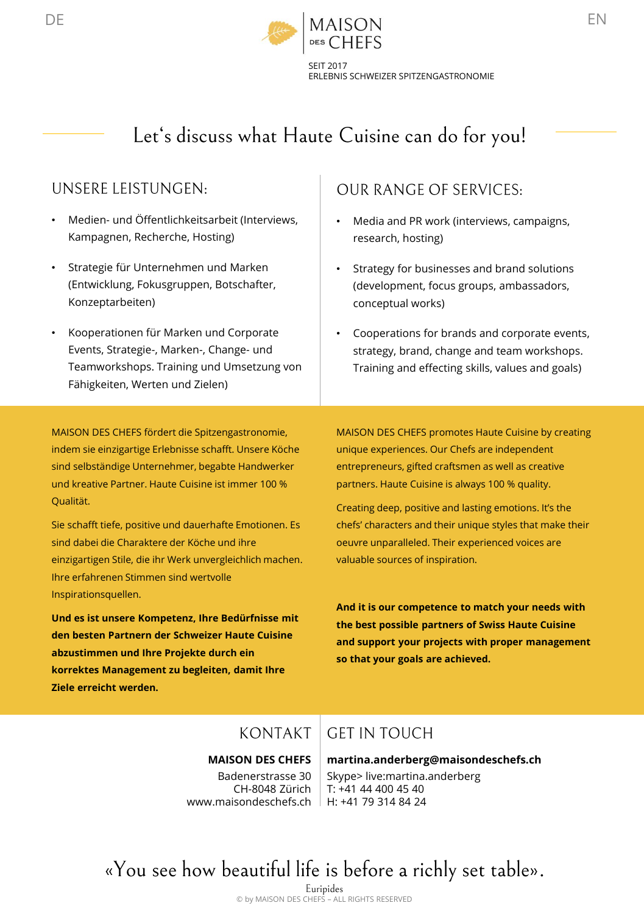DE

EN

MAISON DES CHEFS

SEIT 2017
ERLEBNIS SCHWEIZER SPITZENGASTRONOMIE

# Let's discuss what Haute Cuisine can do for you!

## UNSERE LEISTUNGEN:

- Medien- und Öffentlichkeitsarbeit (Interviews, Kampagnen, Recherche, Hosting)
- Strategie für Unternehmen und Marken (Entwicklung, Fokusgruppen, Botschafter, Konzeptarbeiten)
- Kooperationen für Marken und Corporate Events, Strategie-, Marken-, Change- und Teamworkshops. Training und Umsetzung von Fähigkeiten, Werten und Zielen)

MAISON DES CHEFS fördert die Spitzengastronomie, indem sie einzigartige Erlebnisse schafft. Unsere Köche sind selbständige Unternehmer, begabte Handwerker und kreative Partner. Haute Cuisine ist immer 100 % Qualität.

Sie schafft tiefe, positive und dauerhafte Emotionen. Es sind dabei die Charaktere der Köche und ihre einzigartigen Stile, die ihr Werk unvergleichlich machen. Ihre erfahrenen Stimmen sind wertvolle Inspirationsquellen.

**Und es ist unsere Kompetenz, Ihre Bedürfnisse mit den besten Partnern der Schweizer Haute Cuisine abzustimmen und Ihre Projekte durch ein korrektes Management zu begleiten, damit Ihre Ziele erreicht werden.**

## OUR RANGE OF SERVICES:

- Media and PR work (interviews, campaigns, research, hosting)
- Strategy for businesses and brand solutions (development, focus groups, ambassadors, conceptual works)
- Cooperations for brands and corporate events, strategy, brand, change and team workshops. Training and effecting skills, values and goals)

MAISON DES CHEFS promotes Haute Cuisine by creating unique experiences. Our Chefs are independent entrepreneurs, gifted craftsmen as well as creative partners. Haute Cuisine is always 100 % quality.

Creating deep, positive and lasting emotions. It's the chefs' characters and their unique styles that make their oeuvre unparalleled. Their experienced voices are valuable sources of inspiration.

**And it is our competence to match your needs with the best possible partners of Swiss Haute Cuisine and support your projects with proper management so that your goals are achieved.**

## KONTAKT

**MAISON DES CHEFS**
Badenerstrasse 30
CH-8048 Zürich
www.maisondeschefs.ch

## GET IN TOUCH

**martina.anderberg@maisondeschefs.ch**
Skype> live:martina.anderberg
T: +41 44 400 45 40
H: +41 79 314 84 24

«You see how beautiful life is before a richly set table».

Euripides

© by MAISON DES CHEFS – ALL RIGHTS RESERVED